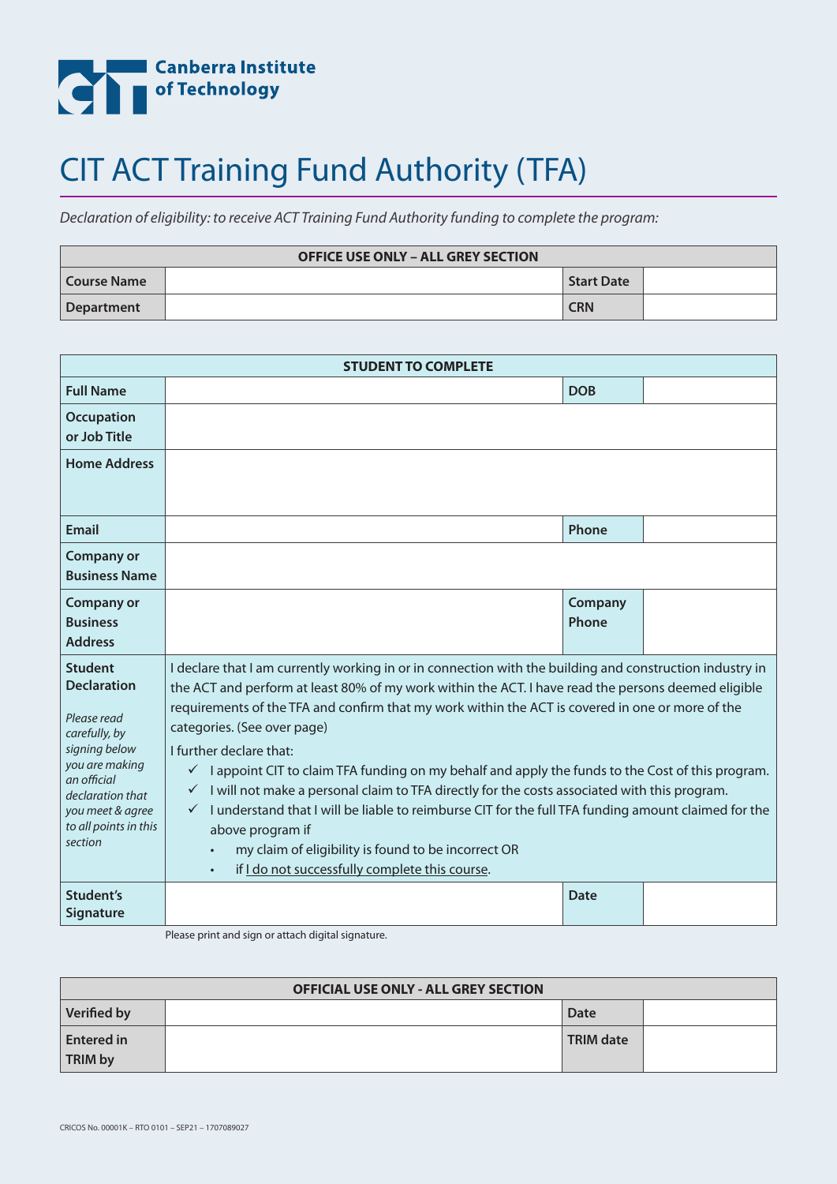Canberra Institute of Technology

# CIT ACT Training Fund Authority (TFA)

*Declaration of eligibility: to receive ACT Training Fund Authority funding to complete the program:*

| OFFICE USE ONLY – ALL GREY SECTION | | | |
|---|---|---|---|
| **Course Name** | | **Start Date** | |
| **Department** | | **CRN** | |

| STUDENT TO COMPLETE | | | |
|---|---|---|---|
| **Full Name** | | **DOB** | |
| **Occupation or Job Title** | | | |
| **Home Address** | | | |
| **Email** | | **Phone** | |
| **Company or Business Name** | | | |
| **Company or Business Address** | | **Company Phone** | |
| **Student Declaration** *Please read carefully, by signing below you are making an official declaration that you meet & agree to all points in this section* | I declare that I am currently working in or in connection with the building and construction industry in the ACT and perform at least 80% of my work within the ACT. I have read the persons deemed eligible requirements of the TFA and confirm that my work within the ACT is covered in one or more of the categories. (See over page)<br>I further declare that:<br>✓ I appoint CIT to claim TFA funding on my behalf and apply the funds to the Cost of this program.<br>✓ I will not make a personal claim to TFA directly for the costs associated with this program.<br>✓ I understand that I will be liable to reimburse CIT for the full TFA funding amount claimed for the above program if<br>• my claim of eligibility is found to be incorrect OR<br>• if I do not successfully complete this course. | | |
| **Student's Signature** | | **Date** | |

Please print and sign or attach digital signature.

| OFFICIAL USE ONLY - ALL GREY SECTION | | | |
|---|---|---|---|
| **Verified by** | | **Date** | |
| **Entered in TRIM by** | | **TRIM date** | |

CRICOS No. 00001K – RTO 0101 – SEP21 – 1707089027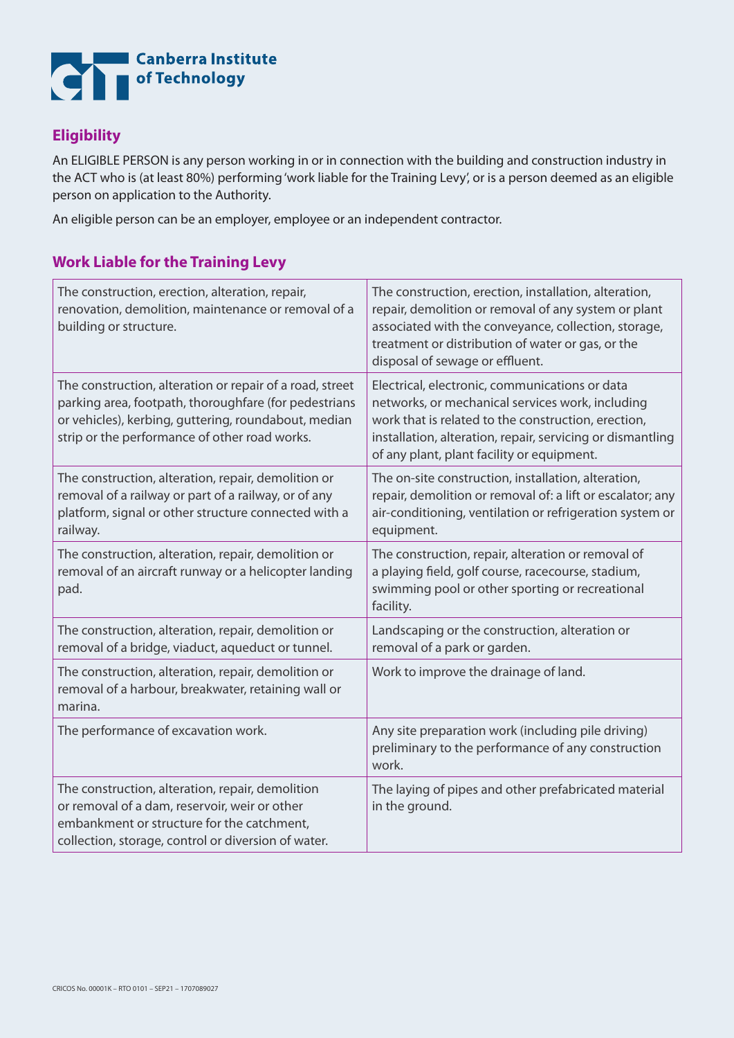Canberra Institute of Technology

## Eligibility

An ELIGIBLE PERSON is any person working in or in connection with the building and construction industry in the ACT who is (at least 80%) performing 'work liable for the Training Levy', or is a person deemed as an eligible person on application to the Authority.

An eligible person can be an employer, employee or an independent contractor.

## Work Liable for the Training Levy

| | |
|---|---|
| The construction, erection, alteration, repair, renovation, demolition, maintenance or removal of a building or structure. | The construction, erection, installation, alteration, repair, demolition or removal of any system or plant associated with the conveyance, collection, storage, treatment or distribution of water or gas, or the disposal of sewage or effluent. |
| The construction, alteration or repair of a road, street parking area, footpath, thoroughfare (for pedestrians or vehicles), kerbing, guttering, roundabout, median strip or the performance of other road works. | Electrical, electronic, communications or data networks, or mechanical services work, including work that is related to the construction, erection, installation, alteration, repair, servicing or dismantling of any plant, plant facility or equipment. |
| The construction, alteration, repair, demolition or removal of a railway or part of a railway, or of any platform, signal or other structure connected with a railway. | The on-site construction, installation, alteration, repair, demolition or removal of: a lift or escalator; any air-conditioning, ventilation or refrigeration system or equipment. |
| The construction, alteration, repair, demolition or removal of an aircraft runway or a helicopter landing pad. | The construction, repair, alteration or removal of a playing field, golf course, racecourse, stadium, swimming pool or other sporting or recreational facility. |
| The construction, alteration, repair, demolition or removal of a bridge, viaduct, aqueduct or tunnel. | Landscaping or the construction, alteration or removal of a park or garden. |
| The construction, alteration, repair, demolition or removal of a harbour, breakwater, retaining wall or marina. | Work to improve the drainage of land. |
| The performance of excavation work. | Any site preparation work (including pile driving) preliminary to the performance of any construction work. |
| The construction, alteration, repair, demolition or removal of a dam, reservoir, weir or other embankment or structure for the catchment, collection, storage, control or diversion of water. | The laying of pipes and other prefabricated material in the ground. |

CRICOS No. 00001K – RTO 0101 – SEP21 – 1707089027